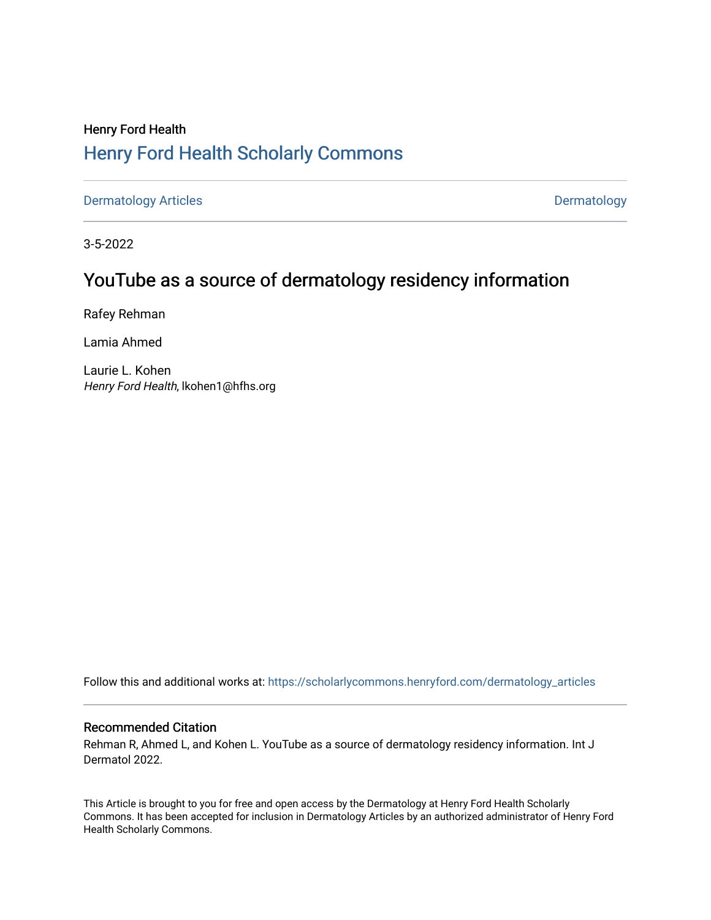Henry Ford Health

## Henry Ford Health Scholarly Commons

Dermatology Articles | Dermatology

3-5-2022

# YouTube as a source of dermatology residency information

Rafey Rehman

Lamia Ahmed

Laurie L. Kohen
*Henry Ford Health*, lkohen1@hfhs.org

Follow this and additional works at: https://scholarlycommons.henryford.com/dermatology_articles

### Recommended Citation

Rehman R, Ahmed L, and Kohen L. YouTube as a source of dermatology residency information. Int J Dermatol 2022.

This Article is brought to you for free and open access by the Dermatology at Henry Ford Health Scholarly Commons. It has been accepted for inclusion in Dermatology Articles by an authorized administrator of Henry Ford Health Scholarly Commons.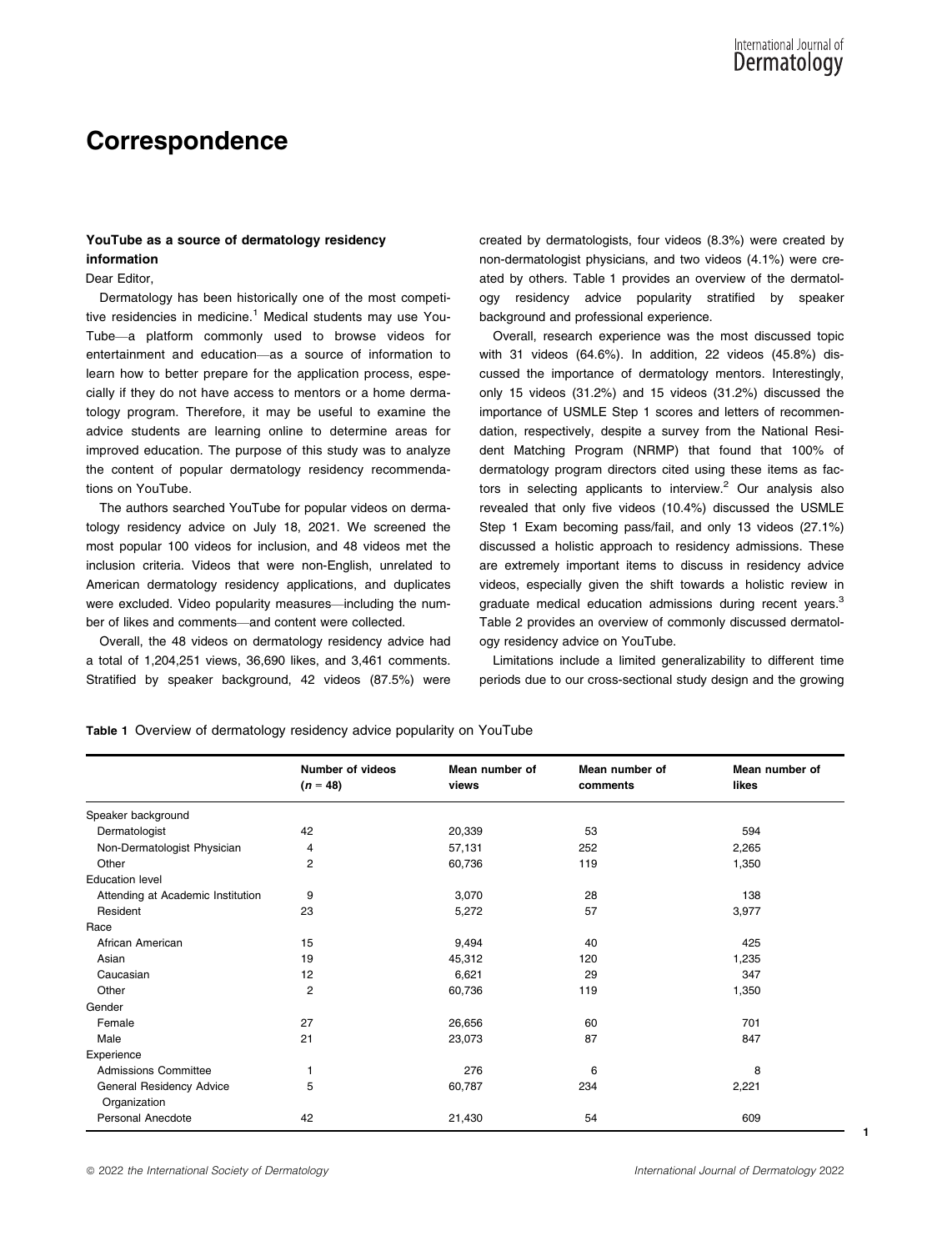# Correspondence

### YouTube as a source of dermatology residency information

Dear Editor,

Dermatology has been historically one of the most competitive residencies in medicine.[1] Medical students may use YouTube—a platform commonly used to browse videos for entertainment and education—as a source of information to learn how to better prepare for the application process, especially if they do not have access to mentors or a home dermatology program. Therefore, it may be useful to examine the advice students are learning online to determine areas for improved education. The purpose of this study was to analyze the content of popular dermatology residency recommendations on YouTube.

The authors searched YouTube for popular videos on dermatology residency advice on July 18, 2021. We screened the most popular 100 videos for inclusion, and 48 videos met the inclusion criteria. Videos that were non-English, unrelated to American dermatology residency applications, and duplicates were excluded. Video popularity measures—including the number of likes and comments—and content were collected.

Overall, the 48 videos on dermatology residency advice had a total of 1,204,251 views, 36,690 likes, and 3,461 comments. Stratified by speaker background, 42 videos (87.5%) were created by dermatologists, four videos (8.3%) were created by non-dermatologist physicians, and two videos (4.1%) were created by others. Table 1 provides an overview of the dermatology residency advice popularity stratified by speaker background and professional experience.

Overall, research experience was the most discussed topic with 31 videos (64.6%). In addition, 22 videos (45.8%) discussed the importance of dermatology mentors. Interestingly, only 15 videos (31.2%) and 15 videos (31.2%) discussed the importance of USMLE Step 1 scores and letters of recommendation, respectively, despite a survey from the National Resident Matching Program (NRMP) that found that 100% of dermatology program directors cited using these items as factors in selecting applicants to interview.[2] Our analysis also revealed that only five videos (10.4%) discussed the USMLE Step 1 Exam becoming pass/fail, and only 13 videos (27.1%) discussed a holistic approach to residency admissions. These are extremely important items to discuss in residency advice videos, especially given the shift towards a holistic review in graduate medical education admissions during recent years.[3] Table 2 provides an overview of commonly discussed dermatology residency advice on YouTube.

Limitations include a limited generalizability to different time periods due to our cross-sectional study design and the growing

**Table 1** Overview of dermatology residency advice popularity on YouTube

| | Number of videos ($n$ = 48) | Mean number of views | Mean number of comments | Mean number of likes |
|---|---|---|---|---|
| Speaker background | | | | |
| Dermatologist | 42 | 20,339 | 53 | 594 |
| Non-Dermatologist Physician | 4 | 57,131 | 252 | 2,265 |
| Other | 2 | 60,736 | 119 | 1,350 |
| Education level | | | | |
| Attending at Academic Institution | 9 | 3,070 | 28 | 138 |
| Resident | 23 | 5,272 | 57 | 3,977 |
| Race | | | | |
| African American | 15 | 9,494 | 40 | 425 |
| Asian | 19 | 45,312 | 120 | 1,235 |
| Caucasian | 12 | 6,621 | 29 | 347 |
| Other | 2 | 60,736 | 119 | 1,350 |
| Gender | | | | |
| Female | 27 | 26,656 | 60 | 701 |
| Male | 21 | 23,073 | 87 | 847 |
| Experience | | | | |
| Admissions Committee | 1 | 276 | 6 | 8 |
| General Residency Advice Organization | 5 | 60,787 | 234 | 2,221 |
| Personal Anecdote | 42 | 21,430 | 54 | 609 |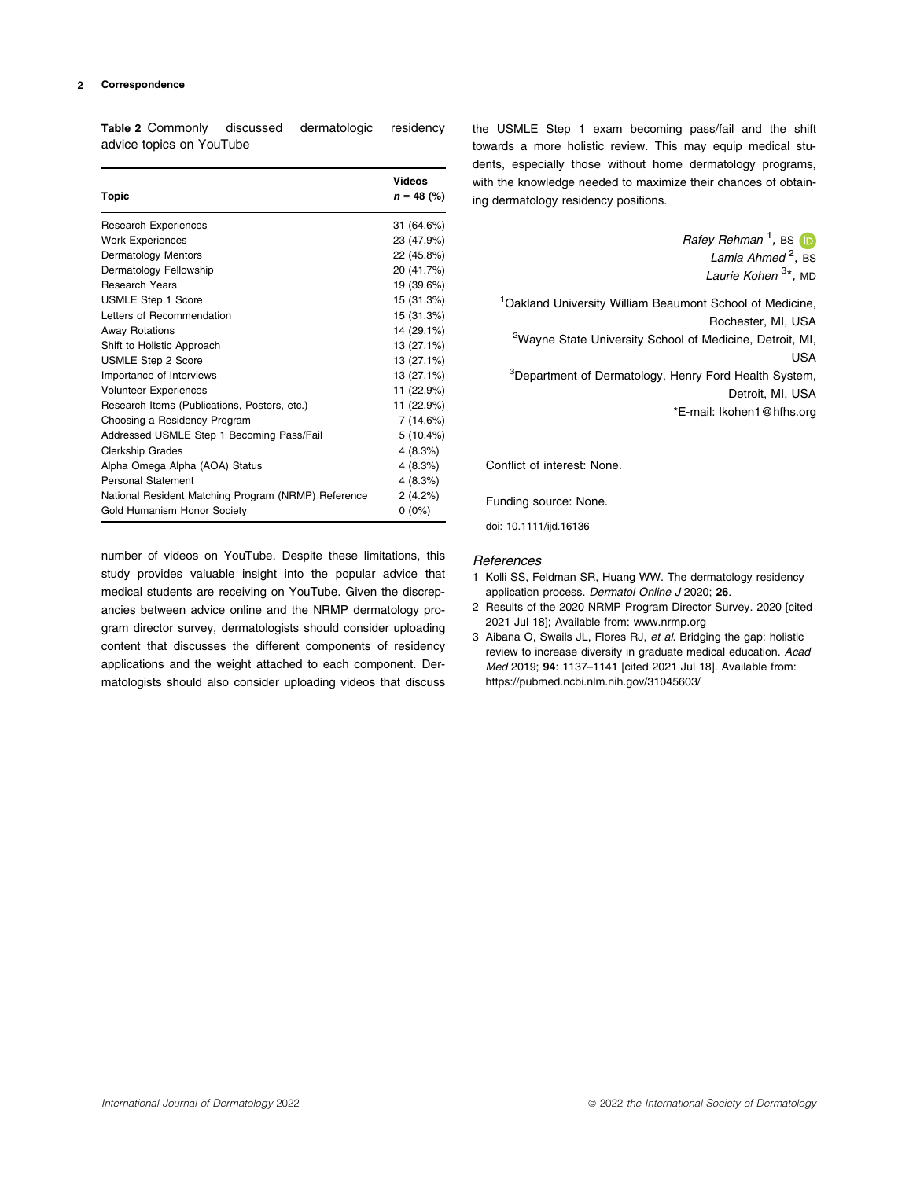**Table 2** Commonly discussed dermatologic residency advice topics on YouTube

| Topic | Videos $n$ = 48 (%) |
| --- | --- |
| Research Experiences | 31 (64.6%) |
| Work Experiences | 23 (47.9%) |
| Dermatology Mentors | 22 (45.8%) |
| Dermatology Fellowship | 20 (41.7%) |
| Research Years | 19 (39.6%) |
| USMLE Step 1 Score | 15 (31.3%) |
| Letters of Recommendation | 15 (31.3%) |
| Away Rotations | 14 (29.1%) |
| Shift to Holistic Approach | 13 (27.1%) |
| USMLE Step 2 Score | 13 (27.1%) |
| Importance of Interviews | 13 (27.1%) |
| Volunteer Experiences | 11 (22.9%) |
| Research Items (Publications, Posters, etc.) | 11 (22.9%) |
| Choosing a Residency Program | 7 (14.6%) |
| Addressed USMLE Step 1 Becoming Pass/Fail | 5 (10.4%) |
| Clerkship Grades | 4 (8.3%) |
| Alpha Omega Alpha (AOA) Status | 4 (8.3%) |
| Personal Statement | 4 (8.3%) |
| National Resident Matching Program (NRMP) Reference | 2 (4.2%) |
| Gold Humanism Honor Society | 0 (0%) |

number of videos on YouTube. Despite these limitations, this study provides valuable insight into the popular advice that medical students are receiving on YouTube. Given the discrepancies between advice online and the NRMP dermatology program director survey, dermatologists should consider uploading content that discusses the different components of residency applications and the weight attached to each component. Dermatologists should also consider uploading videos that discuss the USMLE Step 1 exam becoming pass/fail and the shift towards a more holistic review. This may equip medical students, especially those without home dermatology programs, with the knowledge needed to maximize their chances of obtaining dermatology residency positions.

*Rafey Rehman*[1], BS
*Lamia Ahmed*[2], BS
*Laurie Kohen*[3]*, MD

[1]Oakland University William Beaumont School of Medicine, Rochester, MI, USA
[2]Wayne State University School of Medicine, Detroit, MI, USA
[3]Department of Dermatology, Henry Ford Health System, Detroit, MI, USA
*E-mail: lkohen1@hfhs.org

Conflict of interest: None.

Funding source: None.

doi: 10.1111/ijd.16136

## References

1. Kolli SS, Feldman SR, Huang WW. The dermatology residency application process. *Dermatol Online J* 2020; **26**.
2. Results of the 2020 NRMP Program Director Survey. 2020 [cited 2021 Jul 18]; Available from: www.nrmp.org
3. Aibana O, Swails JL, Flores RJ, *et al.* Bridging the gap: holistic review to increase diversity in graduate medical education. *Acad Med* 2019; **94**: 1137–1141 [cited 2021 Jul 18]. Available from: https://pubmed.ncbi.nlm.nih.gov/31045603/